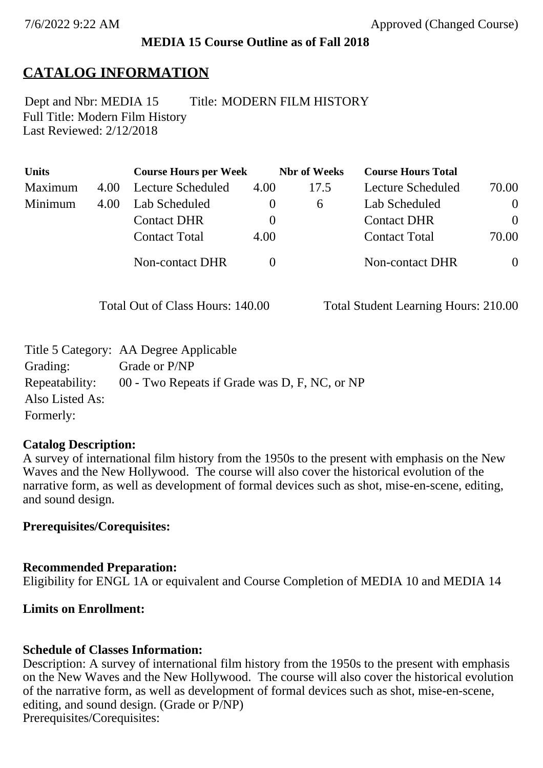7/6/2022 9:22 AM Approved (Changed Course)

**MEDIA 15 Course Outline as of Fall 2018**

# CATALOG INFORMATION

Dept and Nbr: MEDIA 15 Title: MODERN FILM HISTORY
Full Title: Modern Film History
Last Reviewed: 2/12/2018

| Units | | Course Hours per Week | | Nbr of Weeks | Course Hours Total | |
|---|---|---|---|---|---|---|
| Maximum | 4.00 | Lecture Scheduled | 4.00 | 17.5 | Lecture Scheduled | 70.00 |
| Minimum | 4.00 | Lab Scheduled | 0 | 6 | Lab Scheduled | 0 |
| | | Contact DHR | 0 | | Contact DHR | 0 |
| | | Contact Total | 4.00 | | Contact Total | 70.00 |
| | | Non-contact DHR | 0 | | Non-contact DHR | 0 |

Total Out of Class Hours: 140.00 Total Student Learning Hours: 210.00

Title 5 Category: AA Degree Applicable
Grading: Grade or P/NP
Repeatability: 00 - Two Repeats if Grade was D, F, NC, or NP
Also Listed As:
Formerly:

**Catalog Description:**
A survey of international film history from the 1950s to the present with emphasis on the New Waves and the New Hollywood. The course will also cover the historical evolution of the narrative form, as well as development of formal devices such as shot, mise-en-scene, editing, and sound design.

**Prerequisites/Corequisites:**

**Recommended Preparation:**
Eligibility for ENGL 1A or equivalent and Course Completion of MEDIA 10 and MEDIA 14

**Limits on Enrollment:**

**Schedule of Classes Information:**
Description: A survey of international film history from the 1950s to the present with emphasis on the New Waves and the New Hollywood. The course will also cover the historical evolution of the narrative form, as well as development of formal devices such as shot, mise-en-scene, editing, and sound design. (Grade or P/NP)
Prerequisites/Corequisites: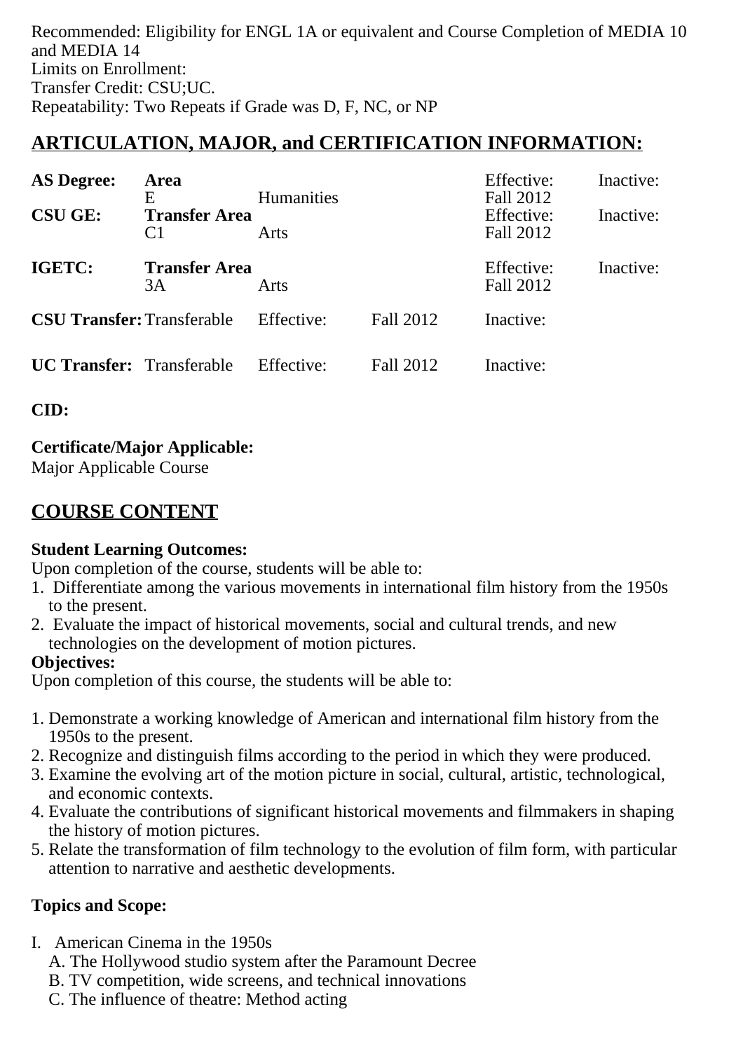Recommended: Eligibility for ENGL 1A or equivalent and Course Completion of MEDIA 10 and MEDIA 14
Limits on Enrollment:
Transfer Credit: CSU;UC.
Repeatability: Two Repeats if Grade was D, F, NC, or NP

## ARTICULATION, MAJOR, and CERTIFICATION INFORMATION:

| | | | | | |
|---|---|---|---|---|---|
| **AS Degree:** | **Area** | | | Effective: | Inactive: |
| | E | Humanities | | Fall 2012 | |
| **CSU GE:** | **Transfer Area** | | | Effective: | Inactive: |
| | C1 | Arts | | Fall 2012 | |
| **IGETC:** | **Transfer Area** | | | Effective: | Inactive: |
| | 3A | Arts | | Fall 2012 | |
| **CSU Transfer:** | Transferable | Effective: | Fall 2012 | Inactive: | |
| **UC Transfer:** | Transferable | Effective: | Fall 2012 | Inactive: | |

**CID:**

**Certificate/Major Applicable:**
Major Applicable Course

## COURSE CONTENT

**Student Learning Outcomes:**
Upon completion of the course, students will be able to:
1. Differentiate among the various movements in international film history from the 1950s to the present.
2. Evaluate the impact of historical movements, social and cultural trends, and new technologies on the development of motion pictures.

**Objectives:**
Upon completion of this course, the students will be able to:

1. Demonstrate a working knowledge of American and international film history from the 1950s to the present.
2. Recognize and distinguish films according to the period in which they were produced.
3. Examine the evolving art of the motion picture in social, cultural, artistic, technological, and economic contexts.
4. Evaluate the contributions of significant historical movements and filmmakers in shaping the history of motion pictures.
5. Relate the transformation of film technology to the evolution of film form, with particular attention to narrative and aesthetic developments.

**Topics and Scope:**

I. American Cinema in the 1950s
   A. The Hollywood studio system after the Paramount Decree
   B. TV competition, wide screens, and technical innovations
   C. The influence of theatre: Method acting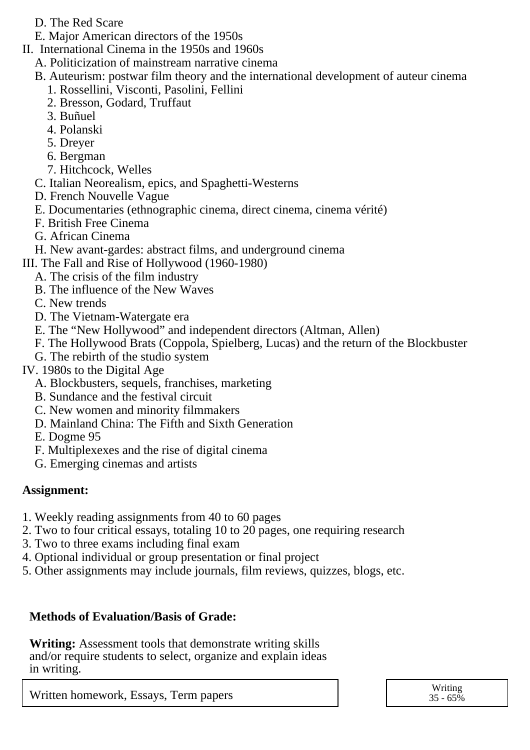D. The Red Scare
E. Major American directors of the 1950s

II. International Cinema in the 1950s and 1960s
   A. Politicization of mainstream narrative cinema
   B. Auteurism: postwar film theory and the international development of auteur cinema
      1. Rossellini, Visconti, Pasolini, Fellini
      2. Bresson, Godard, Truffaut
      3. Buñuel
      4. Polanski
      5. Dreyer
      6. Bergman
      7. Hitchcock, Welles
   C. Italian Neorealism, epics, and Spaghetti-Westerns
   D. French Nouvelle Vague
   E. Documentaries (ethnographic cinema, direct cinema, cinema vérité)
   F. British Free Cinema
   G. African Cinema
   H. New avant-gardes: abstract films, and underground cinema

III. The Fall and Rise of Hollywood (1960-1980)
   A. The crisis of the film industry
   B. The influence of the New Waves
   C. New trends
   D. The Vietnam-Watergate era
   E. The “New Hollywood” and independent directors (Altman, Allen)
   F. The Hollywood Brats (Coppola, Spielberg, Lucas) and the return of the Blockbuster
   G. The rebirth of the studio system

IV. 1980s to the Digital Age
   A. Blockbusters, sequels, franchises, marketing
   B. Sundance and the festival circuit
   C. New women and minority filmmakers
   D. Mainland China: The Fifth and Sixth Generation
   E. Dogme 95
   F. Multiplexexes and the rise of digital cinema
   G. Emerging cinemas and artists

**Assignment:**

1. Weekly reading assignments from 40 to 60 pages
2. Two to four critical essays, totaling 10 to 20 pages, one requiring research
3. Two to three exams including final exam
4. Optional individual or group presentation or final project
5. Other assignments may include journals, film reviews, quizzes, blogs, etc.

**Methods of Evaluation/Basis of Grade:**

**Writing:** Assessment tools that demonstrate writing skills and/or require students to select, organize and explain ideas in writing.

| Written homework, Essays, Term papers | Writing 35 - 65% |
|---|---|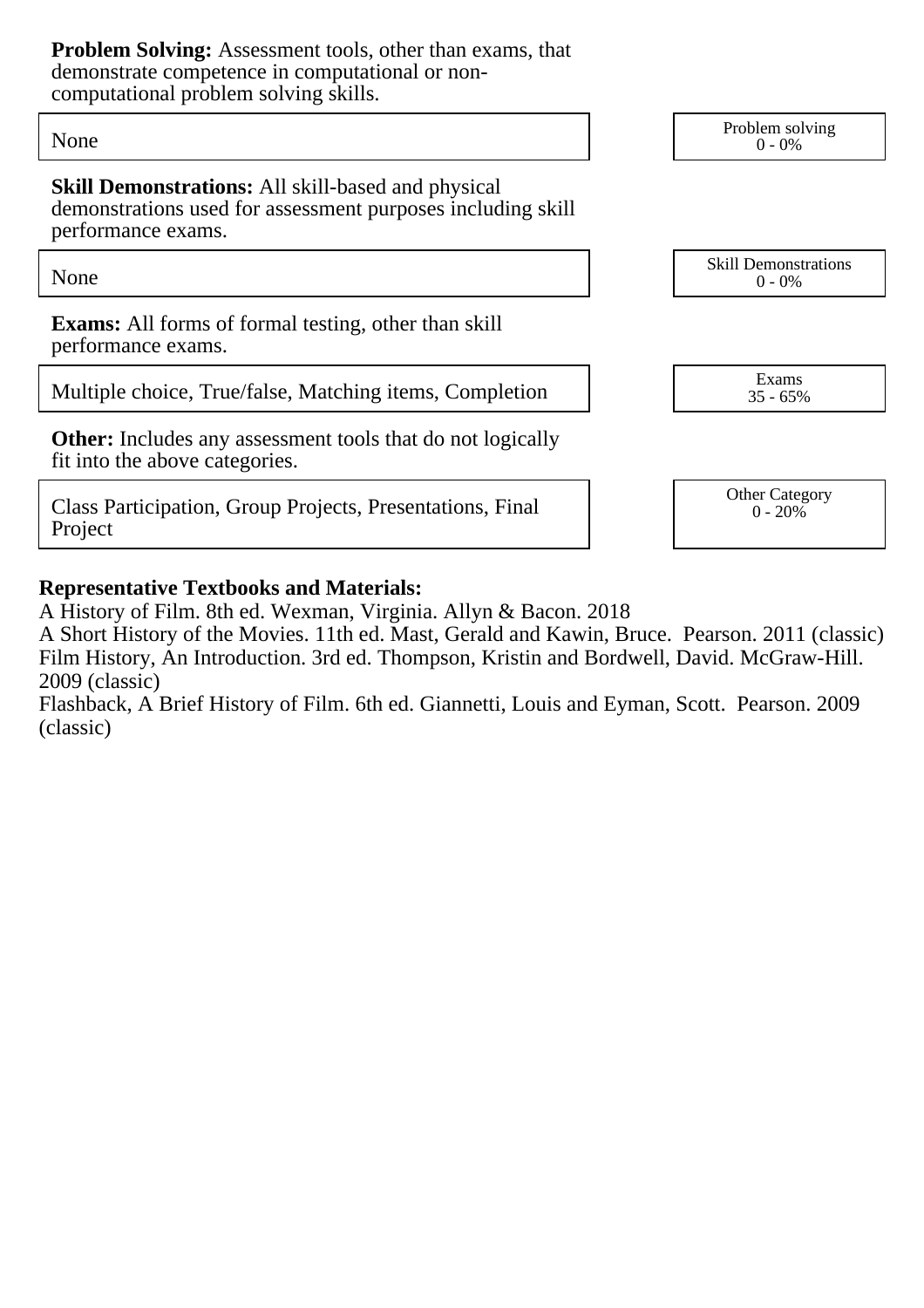**Problem Solving:** Assessment tools, other than exams, that demonstrate competence in computational or non-computational problem solving skills.

| | |
|---|---|
| None | Problem solving<br>0 - 0% |

**Skill Demonstrations:** All skill-based and physical demonstrations used for assessment purposes including skill performance exams.

| | |
|---|---|
| None | Skill Demonstrations<br>0 - 0% |

**Exams:** All forms of formal testing, other than skill performance exams.

| | |
|---|---|
| Multiple choice, True/false, Matching items, Completion | Exams<br>35 - 65% |

**Other:** Includes any assessment tools that do not logically fit into the above categories.

| | |
|---|---|
| Class Participation, Group Projects, Presentations, Final Project | Other Category<br>0 - 20% |

**Representative Textbooks and Materials:**

A History of Film. 8th ed. Wexman, Virginia. Allyn & Bacon. 2018
A Short History of the Movies. 11th ed. Mast, Gerald and Kawin, Bruce. Pearson. 2011 (classic)
Film History, An Introduction. 3rd ed. Thompson, Kristin and Bordwell, David. McGraw-Hill. 2009 (classic)
Flashback, A Brief History of Film. 6th ed. Giannetti, Louis and Eyman, Scott. Pearson. 2009 (classic)